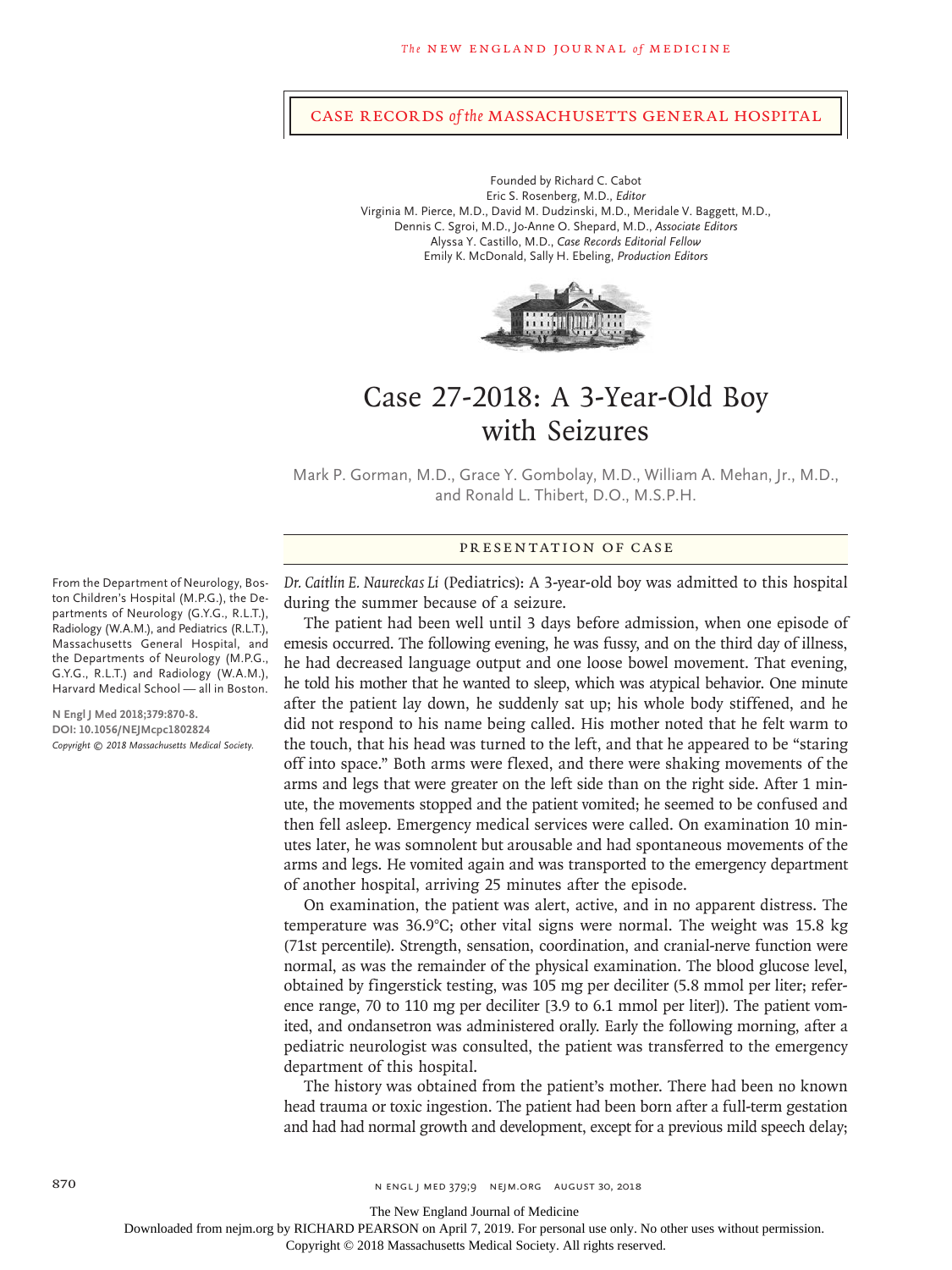Case Records *of the* Massachusetts General Hospital

Founded by Richard C. Cabot
Eric S. Rosenberg, M.D., *Editor*
Virginia M. Pierce, M.D., David M. Dudzinski, M.D., Meridale V. Baggett, M.D., Dennis C. Sgroi, M.D., Jo-Anne O. Shepard, M.D., *Associate Editors*
Alyssa Y. Castillo, M.D., *Case Records Editorial Fellow*
Emily K. McDonald, Sally H. Ebeling, *Production Editors*

# Case 27-2018: A 3-Year-Old Boy with Seizures

Mark P. Gorman, M.D., Grace Y. Gombolay, M.D., William A. Mehan, Jr., M.D., and Ronald L. Thibert, D.O., M.S.P.H.

From the Department of Neurology, Boston Children's Hospital (M.P.G.), the Departments of Neurology (G.Y.G., R.L.T.), Radiology (W.A.M.), and Pediatrics (R.L.T.), Massachusetts General Hospital, and the Departments of Neurology (M.P.G., G.Y.G., R.L.T.) and Radiology (W.A.M.), Harvard Medical School — all in Boston.

N Engl J Med 2018;379:870-8.
DOI: 10.1056/NEJMcpc1802824
*Copyright © 2018 Massachusetts Medical Society.*

## Presentation of Case

*Dr. Caitlin E. Naureckas Li* (Pediatrics): A 3-year-old boy was admitted to this hospital during the summer because of a seizure.

The patient had been well until 3 days before admission, when one episode of emesis occurred. The following evening, he was fussy, and on the third day of illness, he had decreased language output and one loose bowel movement. That evening, he told his mother that he wanted to sleep, which was atypical behavior. One minute after the patient lay down, he suddenly sat up; his whole body stiffened, and he did not respond to his name being called. His mother noted that he felt warm to the touch, that his head was turned to the left, and that he appeared to be "staring off into space." Both arms were flexed, and there were shaking movements of the arms and legs that were greater on the left side than on the right side. After 1 minute, the movements stopped and the patient vomited; he seemed to be confused and then fell asleep. Emergency medical services were called. On examination 10 minutes later, he was somnolent but arousable and had spontaneous movements of the arms and legs. He vomited again and was transported to the emergency department of another hospital, arriving 25 minutes after the episode.

On examination, the patient was alert, active, and in no apparent distress. The temperature was 36.9°C; other vital signs were normal. The weight was 15.8 kg (71st percentile). Strength, sensation, coordination, and cranial-nerve function were normal, as was the remainder of the physical examination. The blood glucose level, obtained by fingerstick testing, was 105 mg per deciliter (5.8 mmol per liter; reference range, 70 to 110 mg per deciliter [3.9 to 6.1 mmol per liter]). The patient vomited, and ondansetron was administered orally. Early the following morning, after a pediatric neurologist was consulted, the patient was transferred to the emergency department of this hospital.

The history was obtained from the patient's mother. There had been no known head trauma or toxic ingestion. The patient had been born after a full-term gestation and had had normal growth and development, except for a previous mild speech delay;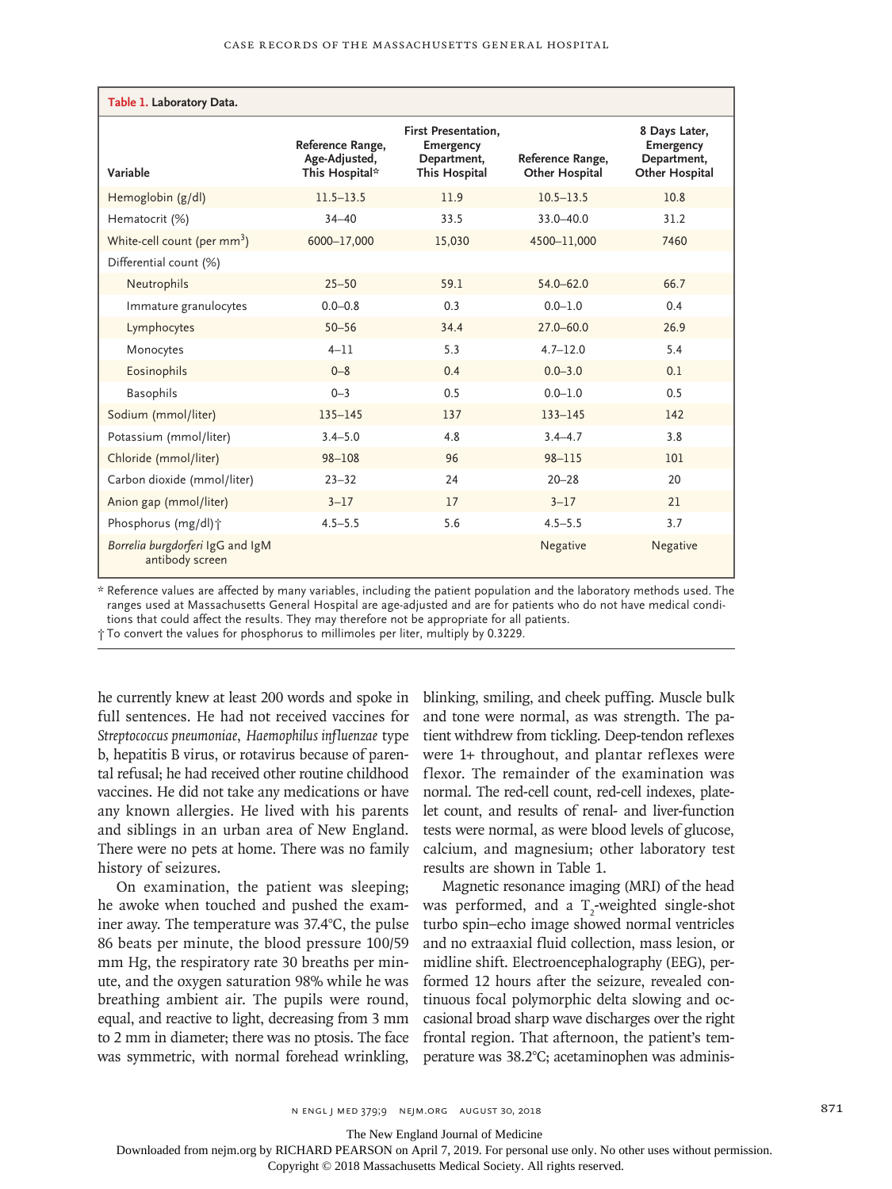**Table 1. Laboratory Data.**

| Variable | Reference Range, Age-Adjusted, This Hospital* | First Presentation, Emergency Department, This Hospital | Reference Range, Other Hospital | 8 Days Later, Emergency Department, Other Hospital |
|---|---|---|---|---|
| Hemoglobin (g/dl) | 11.5–13.5 | 11.9 | 10.5–13.5 | 10.8 |
| Hematocrit (%) | 34–40 | 33.5 | 33.0–40.0 | 31.2 |
| White-cell count (per mm$^3$) | 6000–17,000 | 15,030 | 4500–11,000 | 7460 |
| Differential count (%) | | | | |
| Neutrophils | 25–50 | 59.1 | 54.0–62.0 | 66.7 |
| Immature granulocytes | 0.0–0.8 | 0.3 | 0.0–1.0 | 0.4 |
| Lymphocytes | 50–56 | 34.4 | 27.0–60.0 | 26.9 |
| Monocytes | 4–11 | 5.3 | 4.7–12.0 | 5.4 |
| Eosinophils | 0–8 | 0.4 | 0.0–3.0 | 0.1 |
| Basophils | 0–3 | 0.5 | 0.0–1.0 | 0.5 |
| Sodium (mmol/liter) | 135–145 | 137 | 133–145 | 142 |
| Potassium (mmol/liter) | 3.4–5.0 | 4.8 | 3.4–4.7 | 3.8 |
| Chloride (mmol/liter) | 98–108 | 96 | 98–115 | 101 |
| Carbon dioxide (mmol/liter) | 23–32 | 24 | 20–28 | 20 |
| Anion gap (mmol/liter) | 3–17 | 17 | 3–17 | 21 |
| Phosphorus (mg/dl)† | 4.5–5.5 | 5.6 | 4.5–5.5 | 3.7 |
| *Borrelia burgdorferi* IgG and IgM antibody screen | | | Negative | Negative |

\* Reference values are affected by many variables, including the patient population and the laboratory methods used. The ranges used at Massachusetts General Hospital are age-adjusted and are for patients who do not have medical conditions that could affect the results. They may therefore not be appropriate for all patients.

† To convert the values for phosphorus to millimoles per liter, multiply by 0.3229.

he currently knew at least 200 words and spoke in full sentences. He had not received vaccines for *Streptococcus pneumoniae*, *Haemophilus influenzae* type b, hepatitis B virus, or rotavirus because of parental refusal; he had received other routine childhood vaccines. He did not take any medications or have any known allergies. He lived with his parents and siblings in an urban area of New England. There were no pets at home. There was no family history of seizures.

On examination, the patient was sleeping; he awoke when touched and pushed the examiner away. The temperature was 37.4°C, the pulse 86 beats per minute, the blood pressure 100/59 mm Hg, the respiratory rate 30 breaths per minute, and the oxygen saturation 98% while he was breathing ambient air. The pupils were round, equal, and reactive to light, decreasing from 3 mm to 2 mm in diameter; there was no ptosis. The face was symmetric, with normal forehead wrinkling, blinking, smiling, and cheek puffing. Muscle bulk and tone were normal, as was strength. The patient withdrew from tickling. Deep-tendon reflexes were 1+ throughout, and plantar reflexes were flexor. The remainder of the examination was normal. The red-cell count, red-cell indexes, platelet count, and results of renal- and liver-function tests were normal, as were blood levels of glucose, calcium, and magnesium; other laboratory test results are shown in Table 1.

Magnetic resonance imaging (MRI) of the head was performed, and a $T_2$-weighted single-shot turbo spin–echo image showed normal ventricles and no extraaxial fluid collection, mass lesion, or midline shift. Electroencephalography (EEG), performed 12 hours after the seizure, revealed continuous focal polymorphic delta slowing and occasional broad sharp wave discharges over the right frontal region. That afternoon, the patient's temperature was 38.2°C; acetaminophen was adminis-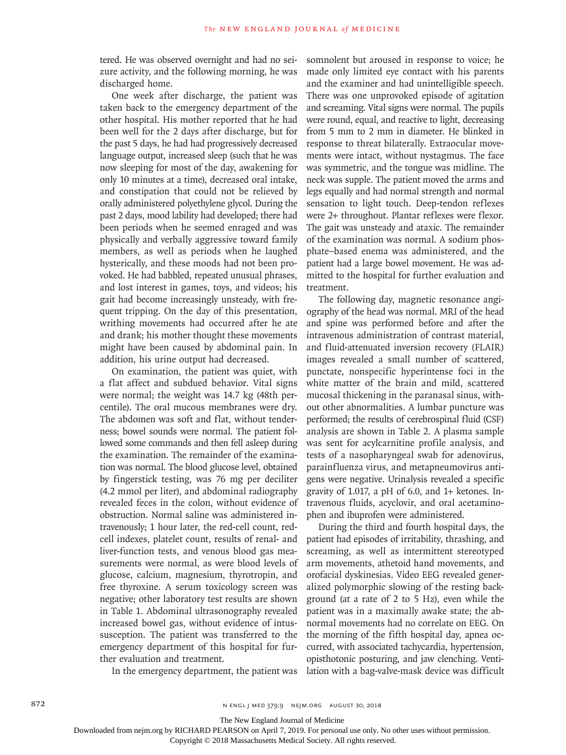tered. He was observed overnight and had no seizure activity, and the following morning, he was discharged home.

One week after discharge, the patient was taken back to the emergency department of the other hospital. His mother reported that he had been well for the 2 days after discharge, but for the past 5 days, he had had progressively decreased language output, increased sleep (such that he was now sleeping for most of the day, awakening for only 10 minutes at a time), decreased oral intake, and constipation that could not be relieved by orally administered polyethylene glycol. During the past 2 days, mood lability had developed; there had been periods when he seemed enraged and was physically and verbally aggressive toward family members, as well as periods when he laughed hysterically, and these moods had not been provoked. He had babbled, repeated unusual phrases, and lost interest in games, toys, and videos; his gait had become increasingly unsteady, with frequent tripping. On the day of this presentation, writhing movements had occurred after he ate and drank; his mother thought these movements might have been caused by abdominal pain. In addition, his urine output had decreased.

On examination, the patient was quiet, with a flat affect and subdued behavior. Vital signs were normal; the weight was 14.7 kg (48th percentile). The oral mucous membranes were dry. The abdomen was soft and flat, without tenderness; bowel sounds were normal. The patient followed some commands and then fell asleep during the examination. The remainder of the examination was normal. The blood glucose level, obtained by fingerstick testing, was 76 mg per deciliter (4.2 mmol per liter), and abdominal radiography revealed feces in the colon, without evidence of obstruction. Normal saline was administered intravenously; 1 hour later, the red-cell count, red-cell indexes, platelet count, results of renal- and liver-function tests, and venous blood gas measurements were normal, as were blood levels of glucose, calcium, magnesium, thyrotropin, and free thyroxine. A serum toxicology screen was negative; other laboratory test results are shown in Table 1. Abdominal ultrasonography revealed increased bowel gas, without evidence of intussusception. The patient was transferred to the emergency department of this hospital for further evaluation and treatment.

In the emergency department, the patient was somnolent but aroused in response to voice; he made only limited eye contact with his parents and the examiner and had unintelligible speech. There was one unprovoked episode of agitation and screaming. Vital signs were normal. The pupils were round, equal, and reactive to light, decreasing from 5 mm to 2 mm in diameter. He blinked in response to threat bilaterally. Extraocular movements were intact, without nystagmus. The face was symmetric, and the tongue was midline. The neck was supple. The patient moved the arms and legs equally and had normal strength and normal sensation to light touch. Deep-tendon reflexes were 2+ throughout. Plantar reflexes were flexor. The gait was unsteady and ataxic. The remainder of the examination was normal. A sodium phosphate–based enema was administered, and the patient had a large bowel movement. He was admitted to the hospital for further evaluation and treatment.

The following day, magnetic resonance angiography of the head was normal. MRI of the head and spine was performed before and after the intravenous administration of contrast material, and fluid-attenuated inversion recovery (FLAIR) images revealed a small number of scattered, punctate, nonspecific hyperintense foci in the white matter of the brain and mild, scattered mucosal thickening in the paranasal sinus, without other abnormalities. A lumbar puncture was performed; the results of cerebrospinal fluid (CSF) analysis are shown in Table 2. A plasma sample was sent for acylcarnitine profile analysis, and tests of a nasopharyngeal swab for adenovirus, parainfluenza virus, and metapneumovirus antigens were negative. Urinalysis revealed a specific gravity of 1.017, a pH of 6.0, and 1+ ketones. Intravenous fluids, acyclovir, and oral acetaminophen and ibuprofen were administered.

During the third and fourth hospital days, the patient had episodes of irritability, thrashing, and screaming, as well as intermittent stereotyped arm movements, athetoid hand movements, and orofacial dyskinesias. Video EEG revealed generalized polymorphic slowing of the resting background (at a rate of 2 to 5 Hz), even while the patient was in a maximally awake state; the abnormal movements had no correlate on EEG. On the morning of the fifth hospital day, apnea occurred, with associated tachycardia, hypertension, opisthotonic posturing, and jaw clenching. Ventilation with a bag-valve-mask device was difficult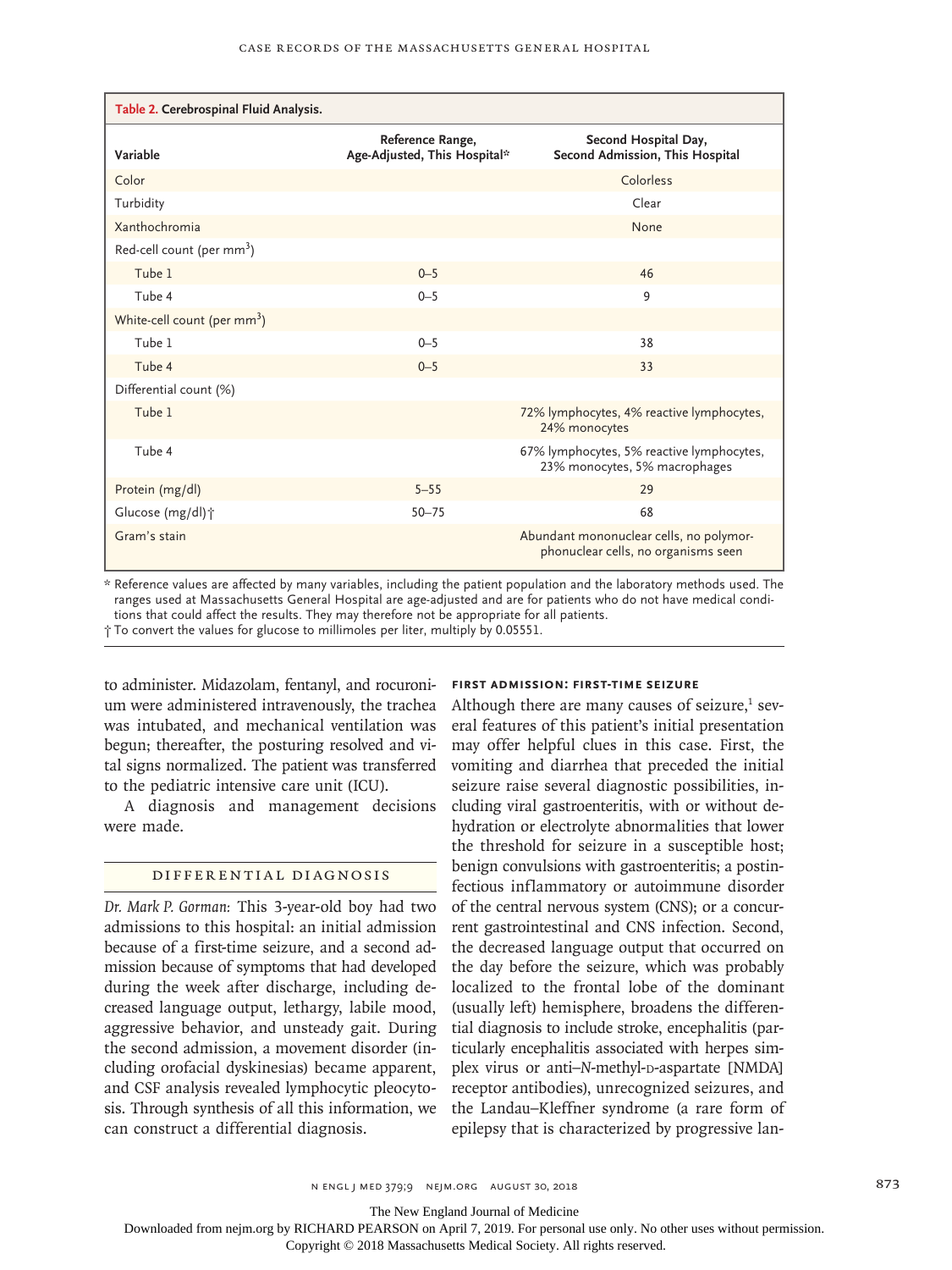**Table 2. Cerebrospinal Fluid Analysis.**

| Variable | Reference Range, Age-Adjusted, This Hospital* | Second Hospital Day, Second Admission, This Hospital |
|---|---|---|
| Color | | Colorless |
| Turbidity | | Clear |
| Xanthochromia | | None |
| Red-cell count (per mm$^3$) | | |
| Tube 1 | 0–5 | 46 |
| Tube 4 | 0–5 | 9 |
| White-cell count (per mm$^3$) | | |
| Tube 1 | 0–5 | 38 |
| Tube 4 | 0–5 | 33 |
| Differential count (%) | | |
| Tube 1 | | 72% lymphocytes, 4% reactive lymphocytes, 24% monocytes |
| Tube 4 | | 67% lymphocytes, 5% reactive lymphocytes, 23% monocytes, 5% macrophages |
| Protein (mg/dl) | 5–55 | 29 |
| Glucose (mg/dl)† | 50–75 | 68 |
| Gram's stain | | Abundant mononuclear cells, no polymorphonuclear cells, no organisms seen |

\* Reference values are affected by many variables, including the patient population and the laboratory methods used. The ranges used at Massachusetts General Hospital are age-adjusted and are for patients who do not have medical conditions that could affect the results. They may therefore not be appropriate for all patients.

† To convert the values for glucose to millimoles per liter, multiply by 0.05551.

to administer. Midazolam, fentanyl, and rocuronium were administered intravenously, the trachea was intubated, and mechanical ventilation was begun; thereafter, the posturing resolved and vital signs normalized. The patient was transferred to the pediatric intensive care unit (ICU).

A diagnosis and management decisions were made.

## Differential Diagnosis

*Dr. Mark P. Gorman:* This 3-year-old boy had two admissions to this hospital: an initial admission because of a first-time seizure, and a second admission because of symptoms that had developed during the week after discharge, including decreased language output, lethargy, labile mood, aggressive behavior, and unsteady gait. During the second admission, a movement disorder (including orofacial dyskinesias) became apparent, and CSF analysis revealed lymphocytic pleocytosis. Through synthesis of all this information, we can construct a differential diagnosis.

### First Admission: First-Time Seizure

Although there are many causes of seizure,[1] several features of this patient's initial presentation may offer helpful clues in this case. First, the vomiting and diarrhea that preceded the initial seizure raise several diagnostic possibilities, including viral gastroenteritis, with or without dehydration or electrolyte abnormalities that lower the threshold for seizure in a susceptible host; benign convulsions with gastroenteritis; a postinfectious inflammatory or autoimmune disorder of the central nervous system (CNS); or a concurrent gastrointestinal and CNS infection. Second, the decreased language output that occurred on the day before the seizure, which was probably localized to the frontal lobe of the dominant (usually left) hemisphere, broadens the differential diagnosis to include stroke, encephalitis (particularly encephalitis associated with herpes simplex virus or anti–*N*-methyl-D-aspartate [NMDA] receptor antibodies), unrecognized seizures, and the Landau–Kleffner syndrome (a rare form of epilepsy that is characterized by progressive lan-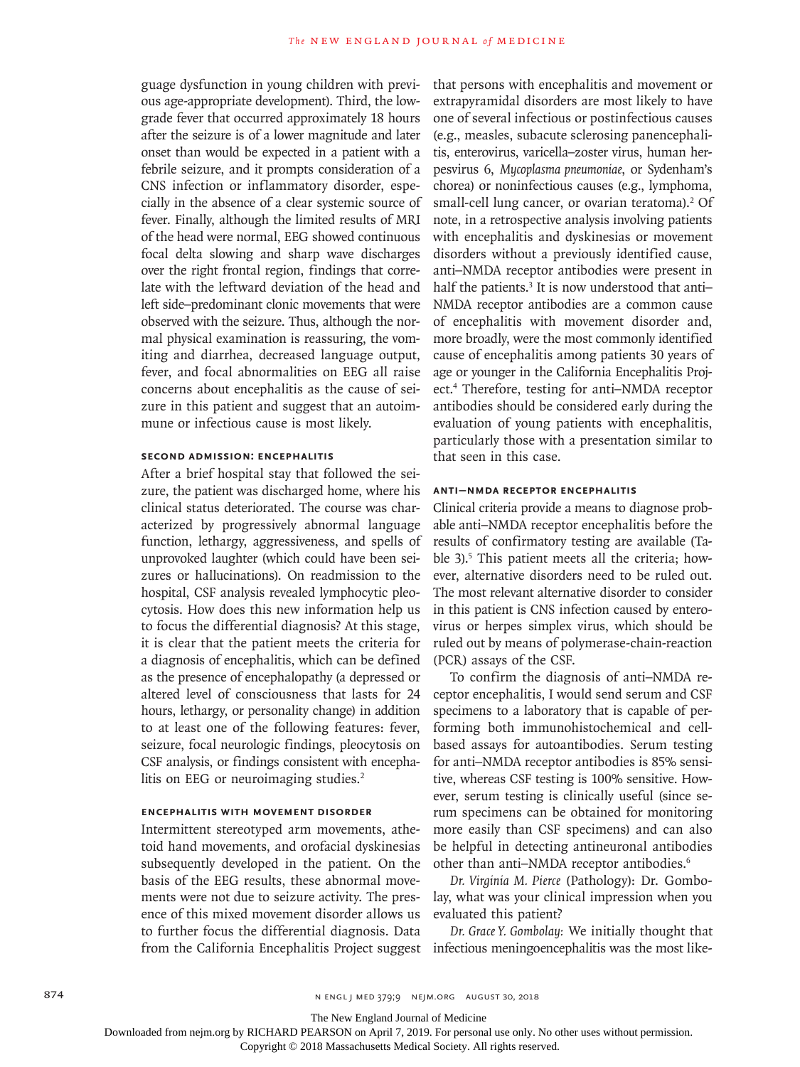guage dysfunction in young children with previous age-appropriate development). Third, the low-grade fever that occurred approximately 18 hours after the seizure is of a lower magnitude and later onset than would be expected in a patient with a febrile seizure, and it prompts consideration of a CNS infection or inflammatory disorder, especially in the absence of a clear systemic source of fever. Finally, although the limited results of MRI of the head were normal, EEG showed continuous focal delta slowing and sharp wave discharges over the right frontal region, findings that correlate with the leftward deviation of the head and left side–predominant clonic movements that were observed with the seizure. Thus, although the normal physical examination is reassuring, the vomiting and diarrhea, decreased language output, fever, and focal abnormalities on EEG all raise concerns about encephalitis as the cause of seizure in this patient and suggest that an autoimmune or infectious cause is most likely.

### Second Admission: Encephalitis

After a brief hospital stay that followed the seizure, the patient was discharged home, where his clinical status deteriorated. The course was characterized by progressively abnormal language function, lethargy, aggressiveness, and spells of unprovoked laughter (which could have been seizures or hallucinations). On readmission to the hospital, CSF analysis revealed lymphocytic pleocytosis. How does this new information help us to focus the differential diagnosis? At this stage, it is clear that the patient meets the criteria for a diagnosis of encephalitis, which can be defined as the presence of encephalopathy (a depressed or altered level of consciousness that lasts for 24 hours, lethargy, or personality change) in addition to at least one of the following features: fever, seizure, focal neurologic findings, pleocytosis on CSF analysis, or findings consistent with encephalitis on EEG or neuroimaging studies.[2]

### Encephalitis with Movement Disorder

Intermittent stereotyped arm movements, athetoid hand movements, and orofacial dyskinesias subsequently developed in the patient. On the basis of the EEG results, these abnormal movements were not due to seizure activity. The presence of this mixed movement disorder allows us to further focus the differential diagnosis. Data from the California Encephalitis Project suggest that persons with encephalitis and movement or extrapyramidal disorders are most likely to have one of several infectious or postinfectious causes (e.g., measles, subacute sclerosing panencephalitis, enterovirus, varicella–zoster virus, human herpesvirus 6, *Mycoplasma pneumoniae*, or Sydenham's chorea) or noninfectious causes (e.g., lymphoma, small-cell lung cancer, or ovarian teratoma).[2] Of note, in a retrospective analysis involving patients with encephalitis and dyskinesias or movement disorders without a previously identified cause, anti–NMDA receptor antibodies were present in half the patients.[3] It is now understood that anti–NMDA receptor antibodies are a common cause of encephalitis with movement disorder and, more broadly, were the most commonly identified cause of encephalitis among patients 30 years of age or younger in the California Encephalitis Project.[4] Therefore, testing for anti–NMDA receptor antibodies should be considered early during the evaluation of young patients with encephalitis, particularly those with a presentation similar to that seen in this case.

### Anti–NMDA Receptor Encephalitis

Clinical criteria provide a means to diagnose probable anti–NMDA receptor encephalitis before the results of confirmatory testing are available (Table 3).[5] This patient meets all the criteria; however, alternative disorders need to be ruled out. The most relevant alternative disorder to consider in this patient is CNS infection caused by enterovirus or herpes simplex virus, which should be ruled out by means of polymerase-chain-reaction (PCR) assays of the CSF.

To confirm the diagnosis of anti–NMDA receptor encephalitis, I would send serum and CSF specimens to a laboratory that is capable of performing both immunohistochemical and cell-based assays for autoantibodies. Serum testing for anti–NMDA receptor antibodies is 85% sensitive, whereas CSF testing is 100% sensitive. However, serum testing is clinically useful (since serum specimens can be obtained for monitoring more easily than CSF specimens) and can also be helpful in detecting antineuronal antibodies other than anti–NMDA receptor antibodies.[6]

*Dr. Virginia M. Pierce* (Pathology): Dr. Gombolay, what was your clinical impression when you evaluated this patient?

*Dr. Grace Y. Gombolay:* We initially thought that infectious meningoencephalitis was the most like-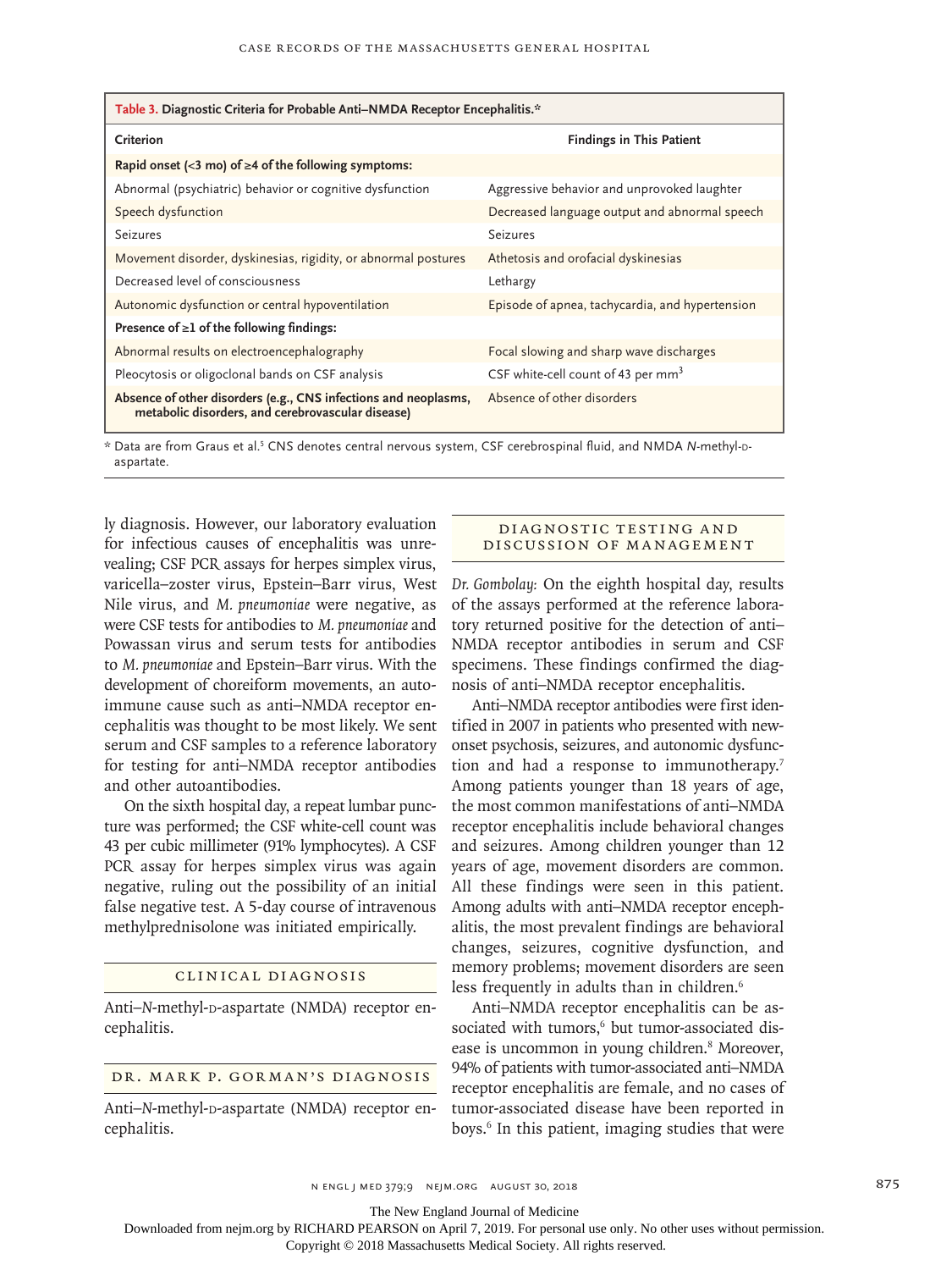**Table 3. Diagnostic Criteria for Probable Anti–NMDA Receptor Encephalitis.***

| Criterion | Findings in This Patient |
|---|---|
| **Rapid onset (<3 mo) of ≥4 of the following symptoms:** | |
| Abnormal (psychiatric) behavior or cognitive dysfunction | Aggressive behavior and unprovoked laughter |
| Speech dysfunction | Decreased language output and abnormal speech |
| Seizures | Seizures |
| Movement disorder, dyskinesias, rigidity, or abnormal postures | Athetosis and orofacial dyskinesias |
| Decreased level of consciousness | Lethargy |
| Autonomic dysfunction or central hypoventilation | Episode of apnea, tachycardia, and hypertension |
| **Presence of ≥1 of the following findings:** | |
| Abnormal results on electroencephalography | Focal slowing and sharp wave discharges |
| Pleocytosis or oligoclonal bands on CSF analysis | CSF white-cell count of 43 per $mm^3$ |
| **Absence of other disorders (e.g., CNS infections and neoplasms, metabolic disorders, and cerebrovascular disease)** | Absence of other disorders |

\* Data are from Graus et al.[5] CNS denotes central nervous system, CSF cerebrospinal fluid, and NMDA *N*-methyl-D-aspartate.

ly diagnosis. However, our laboratory evaluation for infectious causes of encephalitis was unrevealing; CSF PCR assays for herpes simplex virus, varicella–zoster virus, Epstein–Barr virus, West Nile virus, and *M. pneumoniae* were negative, as were CSF tests for antibodies to *M. pneumoniae* and Powassan virus and serum tests for antibodies to *M. pneumoniae* and Epstein–Barr virus. With the development of choreiform movements, an autoimmune cause such as anti–NMDA receptor encephalitis was thought to be most likely. We sent serum and CSF samples to a reference laboratory for testing for anti–NMDA receptor antibodies and other autoantibodies.

On the sixth hospital day, a repeat lumbar puncture was performed; the CSF white-cell count was 43 per cubic millimeter (91% lymphocytes). A CSF PCR assay for herpes simplex virus was again negative, ruling out the possibility of an initial false negative test. A 5-day course of intravenous methylprednisolone was initiated empirically.

## Clinical Diagnosis

Anti–*N*-methyl-D-aspartate (NMDA) receptor encephalitis.

## Dr. Mark P. Gorman's Diagnosis

Anti–*N*-methyl-D-aspartate (NMDA) receptor encephalitis.

## Diagnostic Testing and Discussion of Management

*Dr. Gombolay:* On the eighth hospital day, results of the assays performed at the reference laboratory returned positive for the detection of anti–NMDA receptor antibodies in serum and CSF specimens. These findings confirmed the diagnosis of anti–NMDA receptor encephalitis.

Anti–NMDA receptor antibodies were first identified in 2007 in patients who presented with new-onset psychosis, seizures, and autonomic dysfunction and had a response to immunotherapy.[7] Among patients younger than 18 years of age, the most common manifestations of anti–NMDA receptor encephalitis include behavioral changes and seizures. Among children younger than 12 years of age, movement disorders are common. All these findings were seen in this patient. Among adults with anti–NMDA receptor encephalitis, the most prevalent findings are behavioral changes, seizures, cognitive dysfunction, and memory problems; movement disorders are seen less frequently in adults than in children.[6]

Anti–NMDA receptor encephalitis can be associated with tumors,[6] but tumor-associated disease is uncommon in young children.[8] Moreover, 94% of patients with tumor-associated anti–NMDA receptor encephalitis are female, and no cases of tumor-associated disease have been reported in boys.[6] In this patient, imaging studies that were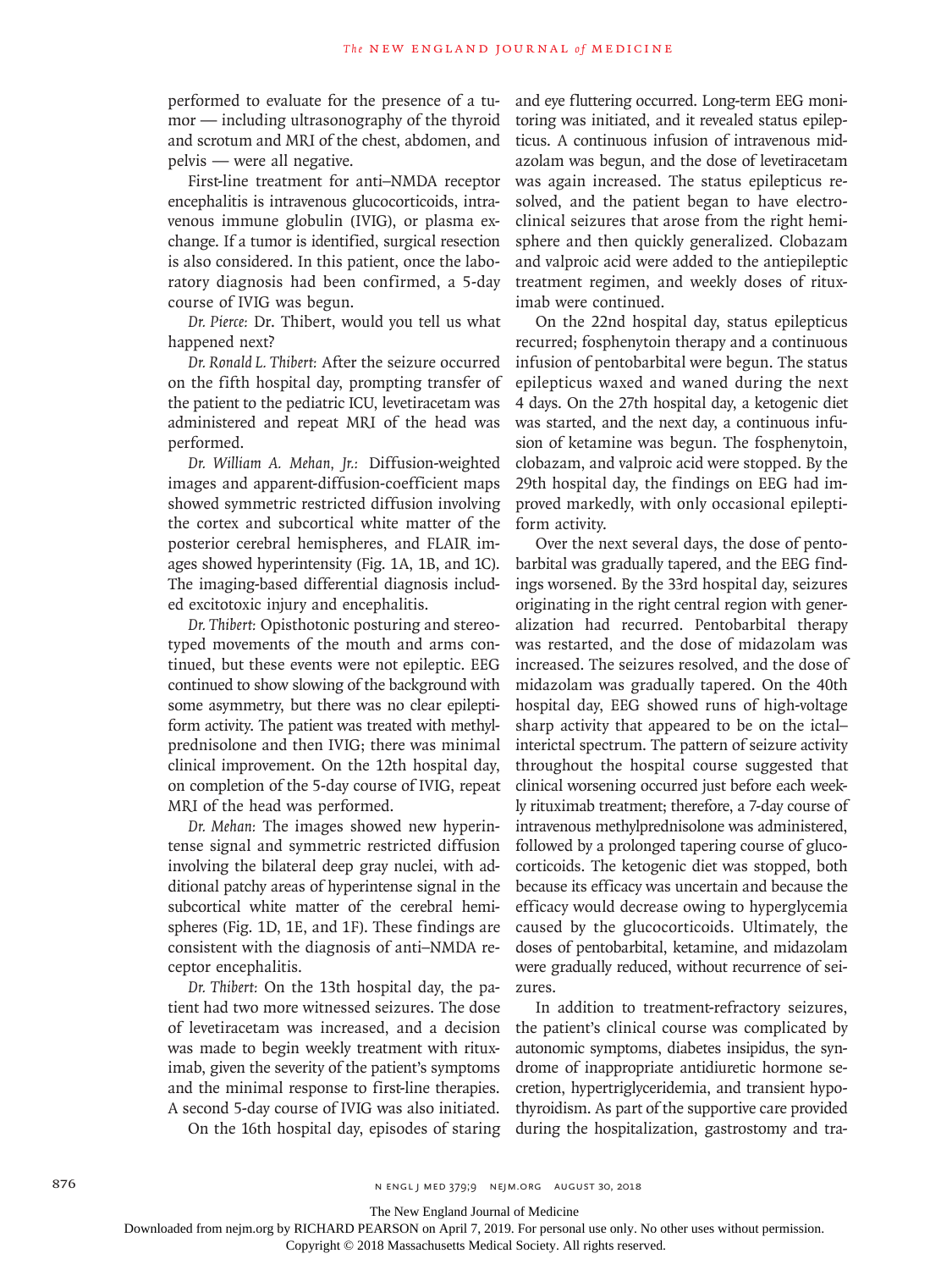performed to evaluate for the presence of a tumor — including ultrasonography of the thyroid and scrotum and MRI of the chest, abdomen, and pelvis — were all negative.

First-line treatment for anti–NMDA receptor encephalitis is intravenous glucocorticoids, intravenous immune globulin (IVIG), or plasma exchange. If a tumor is identified, surgical resection is also considered. In this patient, once the laboratory diagnosis had been confirmed, a 5-day course of IVIG was begun.

*Dr. Pierce:* Dr. Thibert, would you tell us what happened next?

*Dr. Ronald L. Thibert:* After the seizure occurred on the fifth hospital day, prompting transfer of the patient to the pediatric ICU, levetiracetam was administered and repeat MRI of the head was performed.

*Dr. William A. Mehan, Jr.:* Diffusion-weighted images and apparent-diffusion-coefficient maps showed symmetric restricted diffusion involving the cortex and subcortical white matter of the posterior cerebral hemispheres, and FLAIR images showed hyperintensity (Fig. 1A, 1B, and 1C). The imaging-based differential diagnosis included excitotoxic injury and encephalitis.

*Dr. Thibert:* Opisthotonic posturing and stereotyped movements of the mouth and arms continued, but these events were not epileptic. EEG continued to show slowing of the background with some asymmetry, but there was no clear epileptiform activity. The patient was treated with methylprednisolone and then IVIG; there was minimal clinical improvement. On the 12th hospital day, on completion of the 5-day course of IVIG, repeat MRI of the head was performed.

*Dr. Mehan:* The images showed new hyperintense signal and symmetric restricted diffusion involving the bilateral deep gray nuclei, with additional patchy areas of hyperintense signal in the subcortical white matter of the cerebral hemispheres (Fig. 1D, 1E, and 1F). These findings are consistent with the diagnosis of anti–NMDA receptor encephalitis.

*Dr. Thibert:* On the 13th hospital day, the patient had two more witnessed seizures. The dose of levetiracetam was increased, and a decision was made to begin weekly treatment with rituximab, given the severity of the patient's symptoms and the minimal response to first-line therapies. A second 5-day course of IVIG was also initiated.

On the 16th hospital day, episodes of staring and eye fluttering occurred. Long-term EEG monitoring was initiated, and it revealed status epilepticus. A continuous infusion of intravenous midazolam was begun, and the dose of levetiracetam was again increased. The status epilepticus resolved, and the patient began to have electroclinical seizures that arose from the right hemisphere and then quickly generalized. Clobazam and valproic acid were added to the antiepileptic treatment regimen, and weekly doses of rituximab were continued.

On the 22nd hospital day, status epilepticus recurred; fosphenytoin therapy and a continuous infusion of pentobarbital were begun. The status epilepticus waxed and waned during the next 4 days. On the 27th hospital day, a ketogenic diet was started, and the next day, a continuous infusion of ketamine was begun. The fosphenytoin, clobazam, and valproic acid were stopped. By the 29th hospital day, the findings on EEG had improved markedly, with only occasional epileptiform activity.

Over the next several days, the dose of pentobarbital was gradually tapered, and the EEG findings worsened. By the 33rd hospital day, seizures originating in the right central region with generalization had recurred. Pentobarbital therapy was restarted, and the dose of midazolam was increased. The seizures resolved, and the dose of midazolam was gradually tapered. On the 40th hospital day, EEG showed runs of high-voltage sharp activity that appeared to be on the ictal–interictal spectrum. The pattern of seizure activity throughout the hospital course suggested that clinical worsening occurred just before each weekly rituximab treatment; therefore, a 7-day course of intravenous methylprednisolone was administered, followed by a prolonged tapering course of glucocorticoids. The ketogenic diet was stopped, both because its efficacy was uncertain and because the efficacy would decrease owing to hyperglycemia caused by the glucocorticoids. Ultimately, the doses of pentobarbital, ketamine, and midazolam were gradually reduced, without recurrence of seizures.

In addition to treatment-refractory seizures, the patient's clinical course was complicated by autonomic symptoms, diabetes insipidus, the syndrome of inappropriate antidiuretic hormone secretion, hypertriglyceridemia, and transient hypothyroidism. As part of the supportive care provided during the hospitalization, gastrostomy and tra-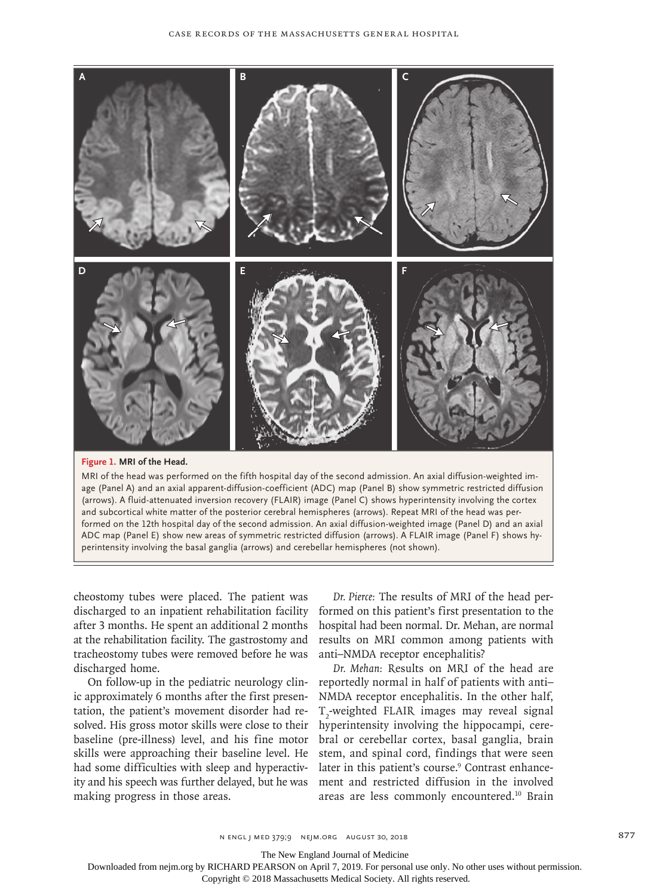**Figure 1. MRI of the Head.**

MRI of the head was performed on the fifth hospital day of the second admission. An axial diffusion-weighted image (Panel A) and an axial apparent-diffusion-coefficient (ADC) map (Panel B) show symmetric restricted diffusion (arrows). A fluid-attenuated inversion recovery (FLAIR) image (Panel C) shows hyperintensity involving the cortex and subcortical white matter of the posterior cerebral hemispheres (arrows). Repeat MRI of the head was performed on the 12th hospital day of the second admission. An axial diffusion-weighted image (Panel D) and an axial ADC map (Panel E) show new areas of symmetric restricted diffusion (arrows). A FLAIR image (Panel F) shows hyperintensity involving the basal ganglia (arrows) and cerebellar hemispheres (not shown).

cheostomy tubes were placed. The patient was discharged to an inpatient rehabilitation facility after 3 months. He spent an additional 2 months at the rehabilitation facility. The gastrostomy and tracheostomy tubes were removed before he was discharged home.

On follow-up in the pediatric neurology clinic approximately 6 months after the first presentation, the patient's movement disorder had resolved. His gross motor skills were close to their baseline (pre-illness) level, and his fine motor skills were approaching their baseline level. He had some difficulties with sleep and hyperactivity and his speech was further delayed, but he was making progress in those areas.

*Dr. Pierce:* The results of MRI of the head performed on this patient's first presentation to the hospital had been normal. Dr. Mehan, are normal results on MRI common among patients with anti–NMDA receptor encephalitis?

*Dr. Mehan:* Results on MRI of the head are reportedly normal in half of patients with anti–NMDA receptor encephalitis. In the other half, $T_2$-weighted FLAIR images may reveal signal hyperintensity involving the hippocampi, cerebral or cerebellar cortex, basal ganglia, brain stem, and spinal cord, findings that were seen later in this patient's course.[9] Contrast enhancement and restricted diffusion in the involved areas are less commonly encountered.[10] Brain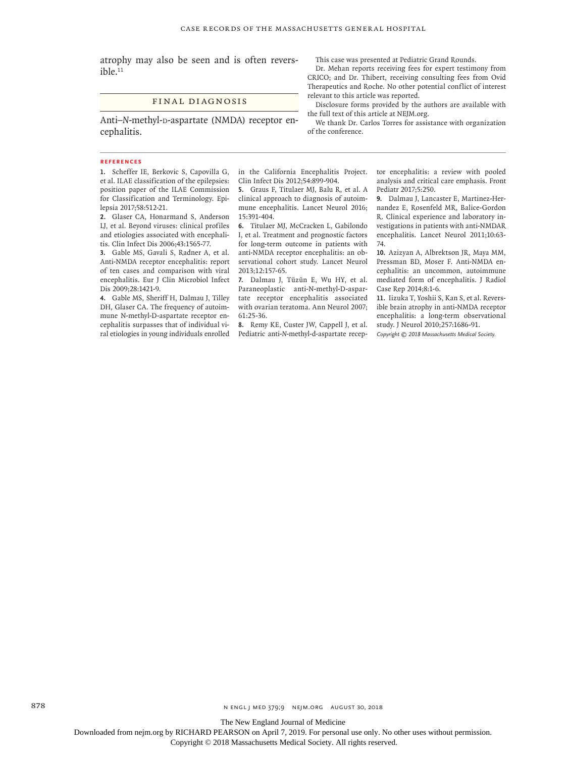atrophy may also be seen and is often reversible.[11]

## Final Diagnosis

Anti–*N*-methyl-D-aspartate (NMDA) receptor encephalitis.

This case was presented at Pediatric Grand Rounds.

Dr. Mehan reports receiving fees for expert testimony from CRICO; and Dr. Thibert, receiving consulting fees from Ovid Therapeutics and Roche. No other potential conflict of interest relevant to this article was reported.

Disclosure forms provided by the authors are available with the full text of this article at NEJM.org.

We thank Dr. Carlos Torres for assistance with organization of the conference.

### References

1. Scheffer IE, Berkovic S, Capovilla G, et al. ILAE classification of the epilepsies: position paper of the ILAE Commission for Classification and Terminology. Epilepsia 2017;58:512-21.
2. Glaser CA, Honarmand S, Anderson LJ, et al. Beyond viruses: clinical profiles and etiologies associated with encephalitis. Clin Infect Dis 2006;43:1565-77.
3. Gable MS, Gavali S, Radner A, et al. Anti-NMDA receptor encephalitis: report of ten cases and comparison with viral encephalitis. Eur J Clin Microbiol Infect Dis 2009;28:1421-9.
4. Gable MS, Sheriff H, Dalmau J, Tilley DH, Glaser CA. The frequency of autoimmune N-methyl-D-aspartate receptor encephalitis surpasses that of individual viral etiologies in young individuals enrolled in the California Encephalitis Project. Clin Infect Dis 2012;54:899-904.
5. Graus F, Titulaer MJ, Balu R, et al. A clinical approach to diagnosis of autoimmune encephalitis. Lancet Neurol 2016;15:391-404.
6. Titulaer MJ, McCracken L, Gabilondo I, et al. Treatment and prognostic factors for long-term outcome in patients with anti-NMDA receptor encephalitis: an observational cohort study. Lancet Neurol 2013;12:157-65.
7. Dalmau J, Tüzün E, Wu HY, et al. Paraneoplastic anti-N-methyl-D-aspartate receptor encephalitis associated with ovarian teratoma. Ann Neurol 2007;61:25-36.
8. Remy KE, Custer JW, Cappell J, et al. Pediatric anti-*N*-methyl-d-aspartate receptor encephalitis: a review with pooled analysis and critical care emphasis. Front Pediatr 2017;5:250.
9. Dalmau J, Lancaster E, Martinez-Hernandez E, Rosenfeld MR, Balice-Gordon R. Clinical experience and laboratory investigations in patients with anti-NMDAR encephalitis. Lancet Neurol 2011;10:63-74.
10. Azizyan A, Albrektson JR, Maya MM, Pressman BD, Moser F. Anti-NMDA encephalitis: an uncommon, autoimmune mediated form of encephalitis. J Radiol Case Rep 2014;8:1-6.
11. Iizuka T, Yoshii S, Kan S, et al. Reversible brain atrophy in anti-NMDA receptor encephalitis: a long-term observational study. J Neurol 2010;257:1686-91.

*Copyright © 2018 Massachusetts Medical Society.*